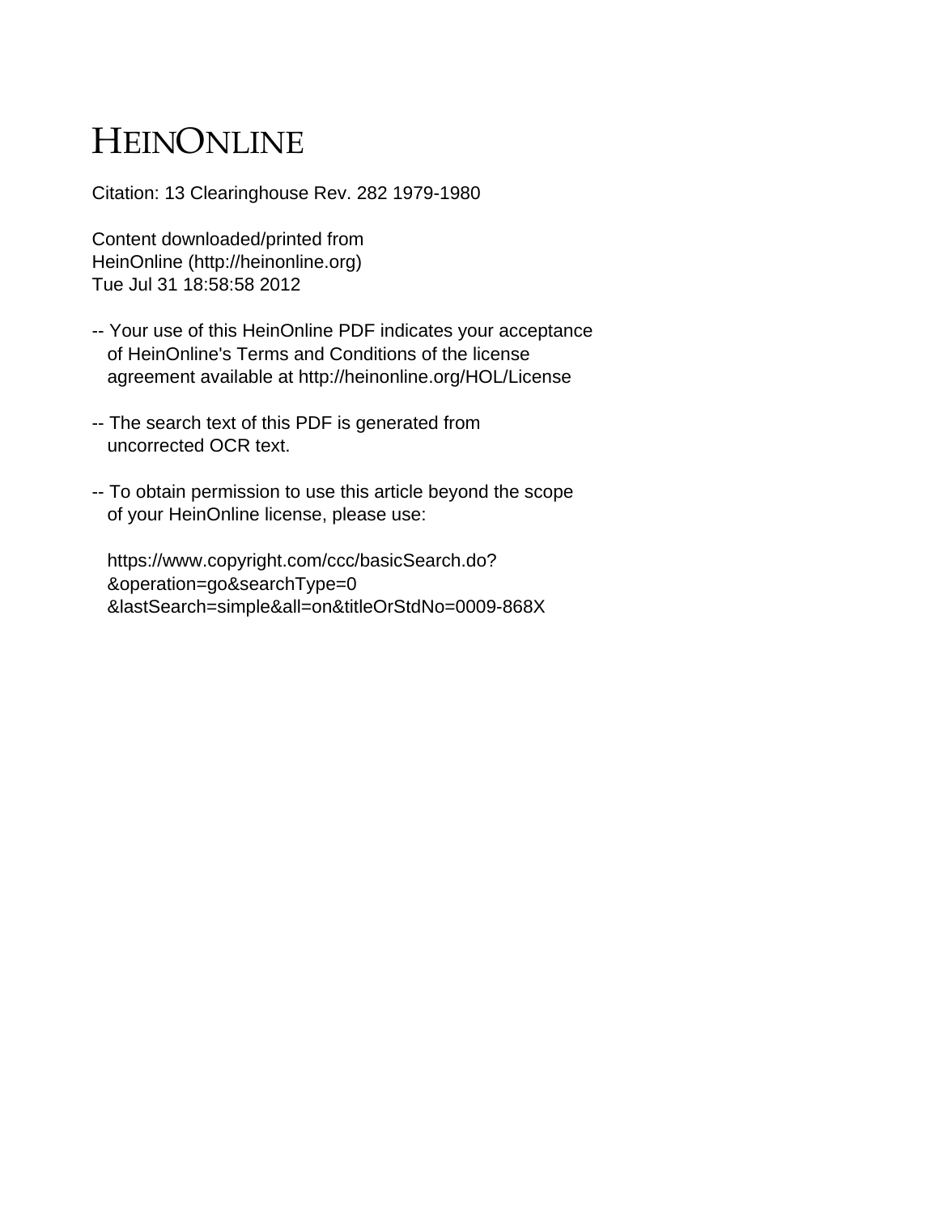# HEINONLINE

Citation: 13 Clearinghouse Rev. 282 1979-1980

Content downloaded/printed from
HeinOnline (http://heinonline.org)
Tue Jul 31 18:58:58 2012

-- Your use of this HeinOnline PDF indicates your acceptance of HeinOnline's Terms and Conditions of the license agreement available at http://heinonline.org/HOL/License

-- The search text of this PDF is generated from uncorrected OCR text.

-- To obtain permission to use this article beyond the scope of your HeinOnline license, please use:

https://www.copyright.com/ccc/basicSearch.do?&operation=go&searchType=0&lastSearch=simple&all=on&titleOrStdNo=0009-868X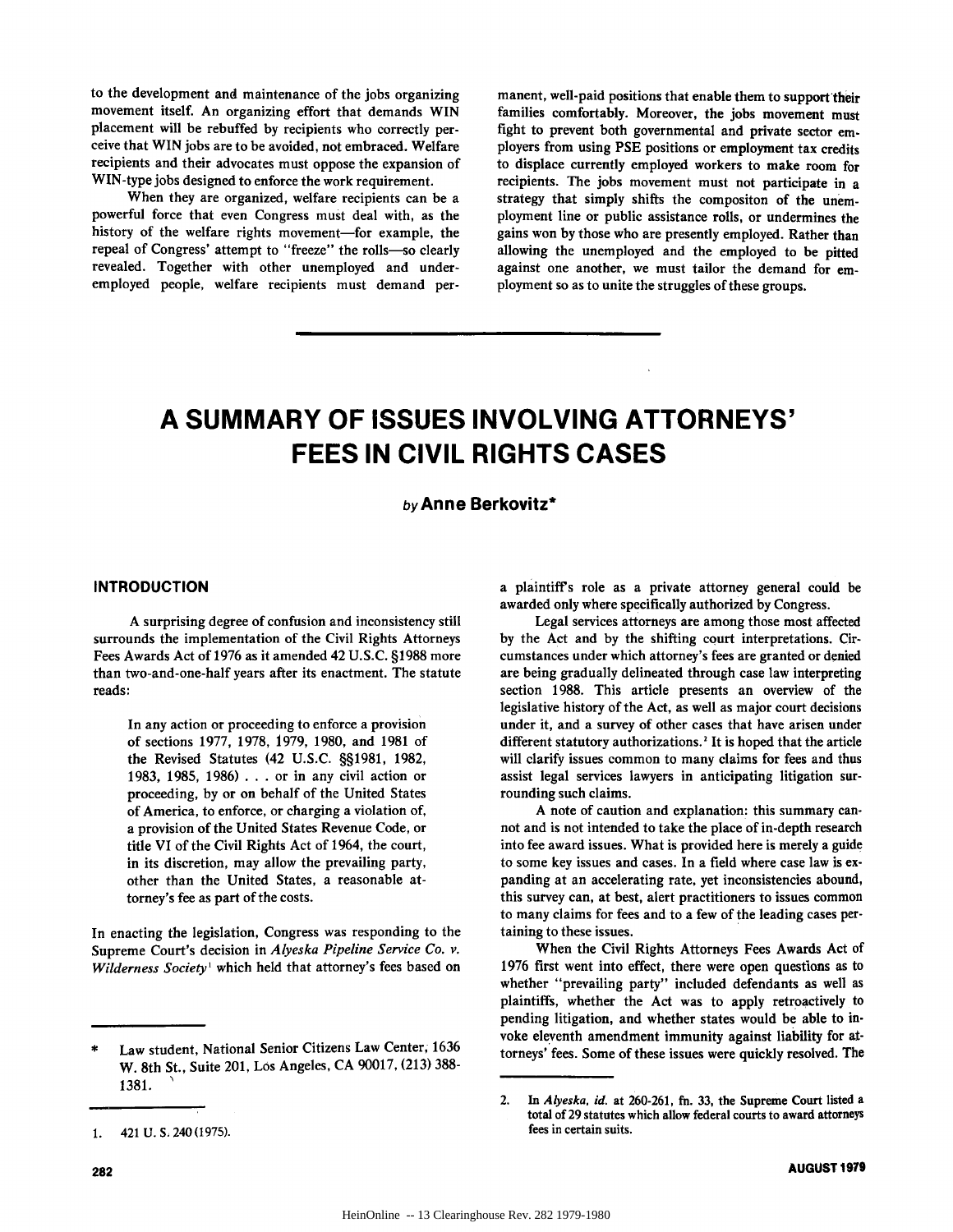to the development and maintenance of the jobs organizing movement itself. An organizing effort that demands WIN placement will be rebuffed by recipients who correctly perceive that WIN jobs are to be avoided, not embraced. Welfare recipients and their advocates must oppose the expansion of WIN-type jobs designed to enforce the work requirement.

When they are organized, welfare recipients can be a powerful force that even Congress must deal with, as the history of the welfare rights movement—for example, the repeal of Congress' attempt to "freeze" the rolls—so clearly revealed. Together with other unemployed and underemployed people, welfare recipients must demand permanent, well-paid positions that enable them to support their families comfortably. Moreover, the jobs movement must fight to prevent both governmental and private sector employers from using PSE positions or employment tax credits to displace currently employed workers to make room for recipients. The jobs movement must not participate in a strategy that simply shifts the compositon of the unemployment line or public assistance rolls, or undermines the gains won by those who are presently employed. Rather than allowing the unemployed and the employed to be pitted against one another, we must tailor the demand for employment so as to unite the struggles of these groups.

---

# A SUMMARY OF ISSUES INVOLVING ATTORNEYS' FEES IN CIVIL RIGHTS CASES

*by* **Anne Berkovitz***

## INTRODUCTION

A surprising degree of confusion and inconsistency still surrounds the implementation of the Civil Rights Attorneys Fees Awards Act of 1976 as it amended 42 U.S.C. §1988 more than two-and-one-half years after its enactment. The statute reads:

> In any action or proceeding to enforce a provision of sections 1977, 1978, 1979, 1980, and 1981 of the Revised Statutes (42 U.S.C. §§1981, 1982, 1983, 1985, 1986) . . . or in any civil action or proceeding, by or on behalf of the United States of America, to enforce, or charging a violation of, a provision of the United States Revenue Code, or title VI of the Civil Rights Act of 1964, the court, in its discretion, may allow the prevailing party, other than the United States, a reasonable attorney's fee as part of the costs.

In enacting the legislation, Congress was responding to the Supreme Court's decision in *Alyeska Pipeline Service Co. v. Wilderness Society*[1] which held that attorney's fees based on a plaintiff's role as a private attorney general could be awarded only where specifically authorized by Congress.

Legal services attorneys are among those most affected by the Act and by the shifting court interpretations. Circumstances under which attorney's fees are granted or denied are being gradually delineated through case law interpreting section 1988. This article presents an overview of the legislative history of the Act, as well as major court decisions under it, and a survey of other cases that have arisen under different statutory authorizations.[2] It is hoped that the article will clarify issues common to many claims for fees and thus assist legal services lawyers in anticipating litigation surrounding such claims.

A note of caution and explanation: this summary cannot and is not intended to take the place of in-depth research into fee award issues. What is provided here is merely a guide to some key issues and cases. In a field where case law is expanding at an accelerating rate, yet inconsistencies abound, this survey can, at best, alert practitioners to issues common to many claims for fees and to a few of the leading cases pertaining to these issues.

When the Civil Rights Attorneys Fees Awards Act of 1976 first went into effect, there were open questions as to whether "prevailing party" included defendants as well as plaintiffs, whether the Act was to apply retroactively to pending litigation, and whether states would be able to invoke eleventh amendment immunity against liability for attorneys' fees. Some of these issues were quickly resolved. The

---

\* Law student, National Senior Citizens Law Center, 1636 W. 8th St., Suite 201, Los Angeles, CA 90017, (213) 388-1381.

1. 421 U. S. 240 (1975).

2. In *Alyeska*, *id.* at 260-261, fn. 33, the Supreme Court listed a total of 29 statutes which allow federal courts to award attorneys fees in certain suits.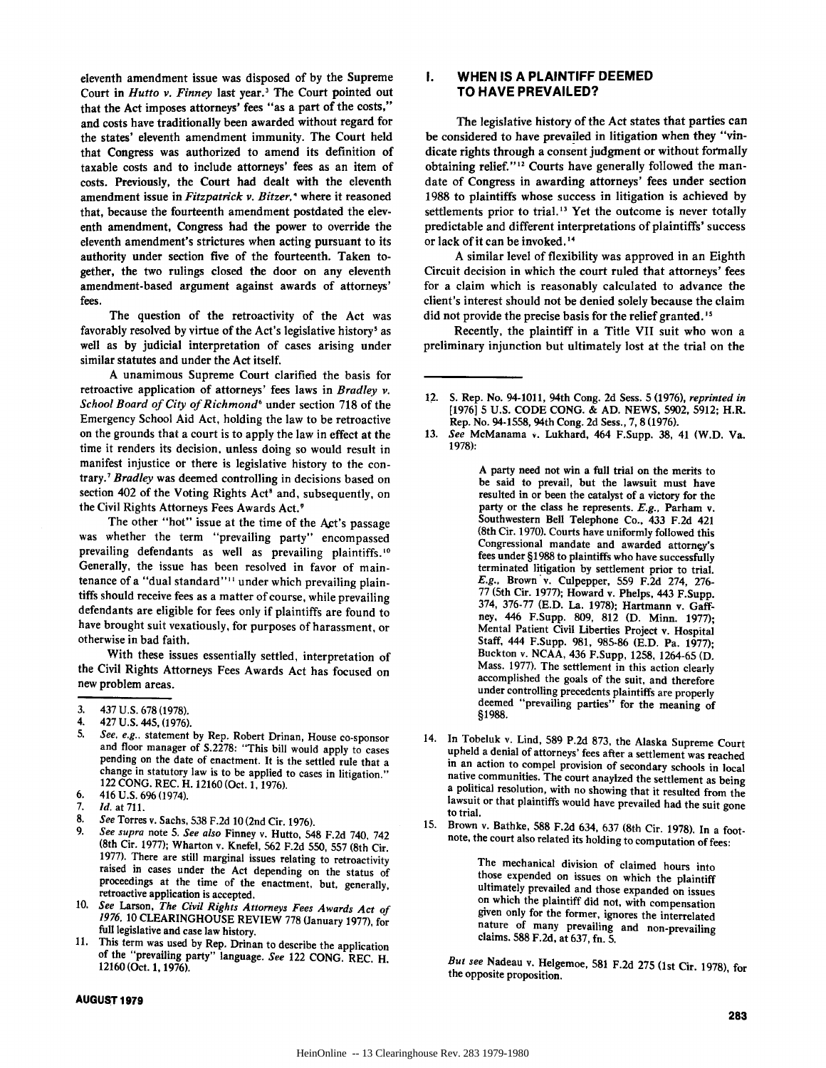eleventh amendment issue was disposed of by the Supreme Court in *Hutto v. Finney* last year.[3] The Court pointed out that the Act imposes attorneys' fees "as a part of the costs," and costs have traditionally been awarded without regard for the states' eleventh amendment immunity. The Court held that Congress was authorized to amend its definition of taxable costs and to include attorneys' fees as an item of costs. Previously, the Court had dealt with the eleventh amendment issue in *Fitzpatrick v. Bitzer*,[4] where it reasoned that, because the fourteenth amendment postdated the eleventh amendment, Congress had the power to override the eleventh amendment's strictures when acting pursuant to its authority under section five of the fourteenth. Taken together, the two rulings closed the door on any eleventh amendment-based argument against awards of attorneys' fees.

The question of the retroactivity of the Act was favorably resolved by virtue of the Act's legislative history[5] as well as by judicial interpretation of cases arising under similar statutes and under the Act itself.

A unanimous Supreme Court clarified the basis for retroactive application of attorneys' fees laws in *Bradley v. School Board of City of Richmond*[6] under section 718 of the Emergency School Aid Act, holding the law to be retroactive on the grounds that a court is to apply the law in effect at the time it renders its decision, unless doing so would result in manifest injustice or there is legislative history to the contrary.[7] *Bradley* was deemed controlling in decisions based on section 402 of the Voting Rights Act[8] and, subsequently, on the Civil Rights Attorneys Fees Awards Act.[9]

The other "hot" issue at the time of the Act's passage was whether the term "prevailing party" encompassed prevailing defendants as well as prevailing plaintiffs.[10] Generally, the issue has been resolved in favor of maintenance of a "dual standard"[11] under which prevailing plaintiffs should receive fees as a matter of course, while prevailing defendants are eligible for fees only if plaintiffs are found to have brought suit vexatiously, for purposes of harassment, or otherwise in bad faith.

With these issues essentially settled, interpretation of the Civil Rights Attorneys Fees Awards Act has focused on new problem areas.

## I. WHEN IS A PLAINTIFF DEEMED TO HAVE PREVAILED?

The legislative history of the Act states that parties can be considered to have prevailed in litigation when they "vindicate rights through a consent judgment or without formally obtaining relief."[12] Courts have generally followed the mandate of Congress in awarding attorneys' fees under section 1988 to plaintiffs whose success in litigation is achieved by settlements prior to trial.[13] Yet the outcome is never totally predictable and different interpretations of plaintiffs' success or lack of it can be invoked.[14]

A similar level of flexibility was approved in an Eighth Circuit decision in which the court ruled that attorneys' fees for a claim which is reasonably calculated to advance the client's interest should not be denied solely because the claim did not provide the precise basis for the relief granted.[15]

Recently, the plaintiff in a Title VII suit who won a preliminary injunction but ultimately lost at the trial on the

---

3. 437 U.S. 678 (1978).
4. 427 U.S. 445, (1976).
5. *See, e.g.*, statement by Rep. Robert Drinan, House co-sponsor and floor manager of S.2278: "This bill would apply to cases pending on the date of enactment. It is the settled rule that a change in statutory law is to be applied to cases in litigation." 122 CONG. REC. H. 12160 (Oct. 1, 1976).
6. 416 U.S. 696 (1974).
7. *Id.* at 711.
8. *See* Torres v. Sachs, 538 F.2d 10 (2nd Cir. 1976).
9. *See supra* note 5. *See also* Finney v. Hutto, 548 F.2d 740, 742 (8th Cir. 1977); Wharton v. Knefel, 562 F.2d 550, 557 (8th Cir. 1977). There are still marginal issues relating to retroactivity raised in cases under the Act depending on the status of proceedings at the time of the enactment, but, generally, retroactive application is accepted.
10. *See* Larson, *The Civil Rights Attorneys Fees Awards Act of 1976*, 10 CLEARINGHOUSE REVIEW 778 (January 1977), for full legislative and case law history.
11. This term was used by Rep. Drinan to describe the application of the "prevailing party" language. *See* 122 CONG. REC. H. 12160 (Oct. 1, 1976).
12. S. Rep. No. 94-1011, 94th Cong. 2d Sess. 5 (1976), *reprinted in* [1976] 5 U.S. CODE CONG. & AD. NEWS, 5902, 5912; H.R. Rep. No. 94-1558, 94th Cong. 2d Sess., 7, 8 (1976).
13. *See* McManama v. Lukhard, 464 F.Supp. 38, 41 (W.D. Va. 1978):

    > A party need not win a full trial on the merits to be said to prevail, but the lawsuit must have resulted in or been the catalyst of a victory for the party or the class he represents. *E.g.*, Parham v. Southwestern Bell Telephone Co., 433 F.2d 421 (8th Cir. 1970). Courts have uniformly followed this Congressional mandate and awarded attorney's fees under §1988 to plaintiffs who have successfully terminated litigation by settlement prior to trial. *E.g.*, Brown v. Culpepper, 559 F.2d 274, 276-77 (5th Cir. 1977); Howard v. Phelps, 443 F.Supp. 374, 376-77 (E.D. La. 1978); Hartmann v. Gaffney, 446 F.Supp. 809, 812 (D. Minn. 1977); Mental Patient Civil Liberties Project v. Hospital Staff, 444 F.Supp. 981, 985-86 (E.D. Pa. 1977); Buckton v. NCAA, 436 F.Supp, 1258, 1264-65 (D. Mass. 1977). The settlement in this action clearly accomplished the goals of the suit, and therefore under controlling precedents plaintiffs are properly deemed "prevailing parties" for the meaning of §1988.

14. In Tobeluk v. Lind, 589 P.2d 873, the Alaska Supreme Court upheld a denial of attorneys' fees after a settlement was reached in an action to compel provision of secondary schools in local native communities. The court anaylzed the settlement as being a political resolution, with no showing that it resulted from the lawsuit or that plaintiffs would have prevailed had the suit gone to trial.
15. Brown v. Bathke, 588 F.2d 634, 637 (8th Cir. 1978). In a footnote, the court also related its holding to computation of fees:

    > The mechanical division of claimed hours into those expended on issues on which the plaintiff ultimately prevailed and those expanded on issues on which the plaintiff did not, with compensation given only for the former, ignores the interrelated nature of many prevailing and non-prevailing claims. 588 F.2d, at 637, fn. 5.

    *But see* Nadeau v. Helgemoe, 581 F.2d 275 (1st Cir. 1978), for the opposite proposition.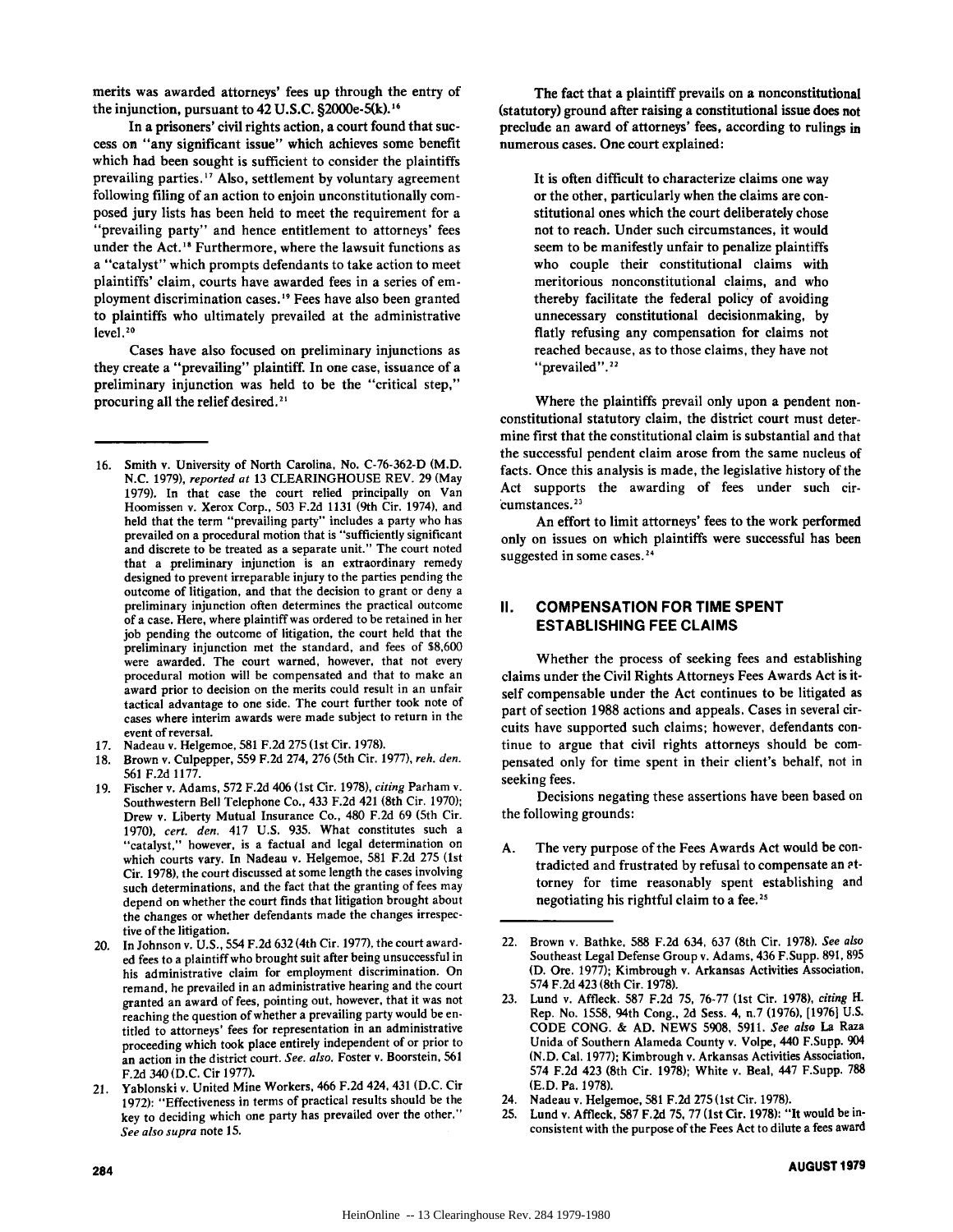merits was awarded attorneys' fees up through the entry of the injunction, pursuant to 42 U.S.C. §2000e-5(k).[16]

In a prisoners' civil rights action, a court found that success on "any significant issue" which achieves some benefit which had been sought is sufficient to consider the plaintiffs prevailing parties.[17] Also, settlement by voluntary agreement following filing of an action to enjoin unconstitutionally composed jury lists has been held to meet the requirement for a "prevailing party" and hence entitlement to attorneys' fees under the Act.[18] Furthermore, where the lawsuit functions as a "catalyst" which prompts defendants to take action to meet plaintiffs' claim, courts have awarded fees in a series of employment discrimination cases.[19] Fees have also been granted to plaintiffs who ultimately prevailed at the administrative level.[20]

Cases have also focused on preliminary injunctions as they create a "prevailing" plaintiff. In one case, issuance of a preliminary injunction was held to be the "critical step," procuring all the relief desired.[21]

The fact that a plaintiff prevails on a nonconstitutional (statutory) ground after raising a constitutional issue does not preclude an award of attorneys' fees, according to rulings in numerous cases. One court explained:

> It is often difficult to characterize claims one way or the other, particularly when the claims are constitutional ones which the court deliberately chose not to reach. Under such circumstances, it would seem to be manifestly unfair to penalize plaintiffs who couple their constitutional claims with meritorious nonconstitutional claims, and who thereby facilitate the federal policy of avoiding unnecessary constitutional decisionmaking, by flatly refusing any compensation for claims not reached because, as to those claims, they have not "prevailed".[22]

Where the plaintiffs prevail only upon a pendent nonconstitutional statutory claim, the district court must determine first that the constitutional claim is substantial and that the successful pendent claim arose from the same nucleus of facts. Once this analysis is made, the legislative history of the Act supports the awarding of fees under such circumstances.[23]

An effort to limit attorneys' fees to the work performed only on issues on which plaintiffs were successful has been suggested in some cases.[24]

## II. COMPENSATION FOR TIME SPENT ESTABLISHING FEE CLAIMS

Whether the process of seeking fees and establishing claims under the Civil Rights Attorneys Fees Awards Act is itself compensable under the Act continues to be litigated as part of section 1988 actions and appeals. Cases in several circuits have supported such claims; however, defendants continue to argue that civil rights attorneys should be compensated only for time spent in their client's behalf, not in seeking fees.

Decisions negating these assertions have been based on the following grounds:

A. The very purpose of the Fees Awards Act would be contradicted and frustrated by refusal to compensate an attorney for time reasonably spent establishing and negotiating his rightful claim to a fee.[25]

---

16. Smith v. University of North Carolina, No. C-76-362-D (M.D. N.C. 1979), *reported at* 13 CLEARINGHOUSE REV. 29 (May 1979). In that case the court relied principally on Van Hoomissen v. Xerox Corp., 503 F.2d 1131 (9th Cir. 1974), and held that the term "prevailing party" includes a party who has prevailed on a procedural motion that is "sufficiently significant and discrete to be treated as a separate unit." The court noted that a preliminary injunction is an extraordinary remedy designed to prevent irreparable injury to the parties pending the outcome of litigation, and that the decision to grant or deny a preliminary injunction often determines the practical outcome of a case. Here, where plaintiff was ordered to be retained in her job pending the outcome of litigation, the court held that the preliminary injunction met the standard, and fees of $8,600 were awarded. The court warned, however, that not every procedural motion will be compensated and that to make an award prior to decision on the merits could result in an unfair tactical advantage to one side. The court further took note of cases where interim awards were made subject to return in the event of reversal.
17. Nadeau v. Helgemoe, 581 F.2d 275 (1st Cir. 1978).
18. Brown v. Culpepper, 559 F.2d 274, 276 (5th Cir. 1977), *reh. den.* 561 F.2d 1177.
19. Fischer v. Adams, 572 F.2d 406 (1st Cir. 1978), *citing* Parham v. Southwestern Bell Telephone Co., 433 F.2d 421 (8th Cir. 1970); Drew v. Liberty Mutual Insurance Co., 480 F.2d 69 (5th Cir. 1970), *cert. den.* 417 U.S. 935. What constitutes such a "catalyst," however, is a factual and legal determination on which courts vary. In Nadeau v. Helgemoe, 581 F.2d 275 (1st Cir. 1978), the court discussed at some length the cases involving such determinations, and the fact that the granting of fees may depend on whether the court finds that litigation brought about the changes or whether defendants made the changes irrespective of the litigation.
20. In Johnson v. U.S., 554 F.2d 632 (4th Cir. 1977), the court awarded fees to a plaintiff who brought suit after being unsuccessful in his administrative claim for employment discrimination. On remand, he prevailed in an administrative hearing and the court granted an award of fees, pointing out, however, that it was not reaching the question of whether a prevailing party would be entitled to attorneys' fees for representation in an administrative proceeding which took place entirely independent of or prior to an action in the district court. *See. also.* Foster v. Boorstein, 561 F.2d 340 (D.C. Cir 1977).
21. Yablonski v. United Mine Workers, 466 F.2d 424, 431 (D.C. Cir 1972): "Effectiveness in terms of practical results should be the key to deciding which one party has prevailed over the other." *See also supra* note 15.
22. Brown v. Bathke, 588 F.2d 634, 637 (8th Cir. 1978). *See also* Southeast Legal Defense Group v. Adams, 436 F.Supp. 891, 895 (D. Ore. 1977); Kimbrough v. Arkansas Activities Association, 574 F.2d 423 (8th Cir. 1978).
23. Lund v. Affleck, 587 F.2d 75, 76-77 (1st Cir. 1978), *citing* H. Rep. No. 1558, 94th Cong., 2d Sess. 4, n.7 (1976), [1976] U.S. CODE CONG. & AD. NEWS 5908, 5911. *See also* La Raza Unida of Southern Alameda County v. Volpe, 440 F.Supp. 904 (N.D. Cal. 1977); Kimbrough v. Arkansas Activities Association, 574 F.2d 423 (8th Cir. 1978); White v. Beal, 447 F.Supp. 788 (E.D. Pa. 1978).
24. Nadeau v. Helgemoe, 581 F.2d 275 (1st Cir. 1978).
25. Lund v. Affleck, 587 F.2d 75, 77 (1st Cir. 1978): "It would be inconsistent with the purpose of the Fees Act to dilute a fees award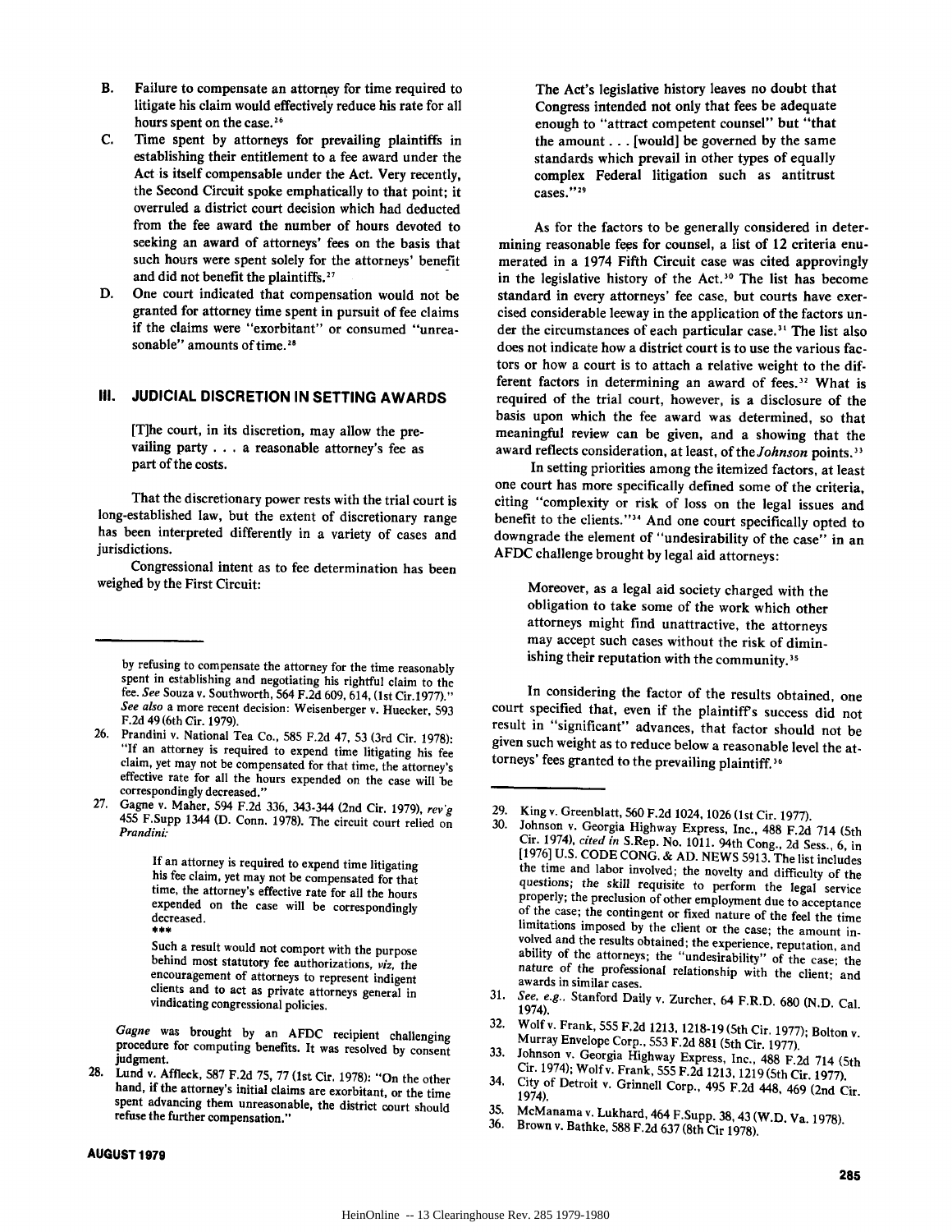B. Failure to compensate an attorney for time required to litigate his claim would effectively reduce his rate for all hours spent on the case.[26]

C. Time spent by attorneys for prevailing plaintiffs in establishing their entitlement to a fee award under the Act is itself compensable under the Act. Very recently, the Second Circuit spoke emphatically to that point; it overruled a district court decision which had deducted from the fee award the number of hours devoted to seeking an award of attorneys' fees on the basis that such hours were spent solely for the attorneys' benefit and did not benefit the plaintiffs.[27]

D. One court indicated that compensation would not be granted for attorney time spent in pursuit of fee claims if the claims were "exorbitant" or consumed "unreasonable" amounts of time.[28]

## III. JUDICIAL DISCRETION IN SETTING AWARDS

> [T]he court, in its discretion, may allow the prevailing party . . . a reasonable attorney's fee as part of the costs.

That the discretionary power rests with the trial court is long-established law, but the extent of discretionary range has been interpreted differently in a variety of cases and jurisdictions.

Congressional intent as to fee determination has been weighed by the First Circuit:

> The Act's legislative history leaves no doubt that Congress intended not only that fees be adequate enough to "attract competent counsel" but "that the amount . . . [would] be governed by the same standards which prevail in other types of equally complex Federal litigation such as antitrust cases."[29]

As for the factors to be generally considered in determining reasonable fees for counsel, a list of 12 criteria enumerated in a 1974 Fifth Circuit case was cited approvingly in the legislative history of the Act.[30] The list has become standard in every attorneys' fee case, but courts have exercised considerable leeway in the application of the factors under the circumstances of each particular case.[31] The list also does not indicate how a district court is to use the various factors or how a court is to attach a relative weight to the different factors in determining an award of fees.[32] What is required of the trial court, however, is a disclosure of the basis upon which the fee award was determined, so that meaningful review can be given, and a showing that the award reflects consideration, at least, of the *Johnson* points.[33]

In setting priorities among the itemized factors, at least one court has more specifically defined some of the criteria, citing "complexity or risk of loss on the legal issues and benefit to the clients."[34] And one court specifically opted to downgrade the element of "undesirability of the case" in an AFDC challenge brought by legal aid attorneys:

> Moreover, as a legal aid society charged with the obligation to take some of the work which other attorneys might find unattractive, the attorneys may accept such cases without the risk of diminishing their reputation with the community.[35]

In considering the factor of the results obtained, one court specified that, even if the plaintiff's success did not result in "significant" advances, that factor should not be given such weight as to reduce below a reasonable level the attorneys' fees granted to the prevailing plaintiff.[36]

---

by refusing to compensate the attorney for the time reasonably spent in establishing and negotiating his rightful claim to the fee. *See* Souza v. Southworth, 564 F.2d 609, 614, (1st Cir.1977)." *See also* a more recent decision: Weisenberger v. Huecker, 593 F.2d 49 (6th Cir. 1979).

26. Prandini v. National Tea Co., 585 F.2d 47, 53 (3rd Cir. 1978): "If an attorney is required to expend time litigating his fee claim, yet may not be compensated for that time, the attorney's effective rate for all the hours expended on the case will be correspondingly decreased."

27. Gagne v. Maher, 594 F.2d 336, 343-344 (2nd Cir. 1979), *rev'g* 455 F.Supp 1344 (D. Conn. 1978). The circuit court relied on *Prandini*:

> If an attorney is required to expend time litigating his fee claim, yet may not be compensated for that time, the attorney's effective rate for all the hours expended on the case will be correspondingly decreased.
>
> ***
>
> Such a result would not comport with the purpose behind most statutory fee authorizations, *viz*, the encouragement of attorneys to represent indigent clients and to act as private attorneys general in vindicating congressional policies.

*Gagne* was brought by an AFDC recipient challenging procedure for computing benefits. It was resolved by consent judgment.

28. Lund v. Affleck, 587 F.2d 75, 77 (1st Cir. 1978): "On the other hand, if the attorney's initial claims are exorbitant, or the time spent advancing them unreasonable, the district court should refuse the further compensation."

29. King v. Greenblatt, 560 F.2d 1024, 1026 (1st Cir. 1977).

30. Johnson v. Georgia Highway Express, Inc., 488 F.2d 714 (5th Cir. 1974), *cited in* S.Rep. No. 1011. 94th Cong., 2d Sess., 6, in [1976] U.S. CODE CONG. & AD. NEWS 5913. The list includes the time and labor involved; the novelty and difficulty of the questions; the skill requisite to perform the legal service properly; the preclusion of other employment due to acceptance of the case; the contingent or fixed nature of the feel the time limitations imposed by the client or the case; the amount involved and the results obtained; the experience, reputation, and ability of the attorneys; the "undesirability" of the case; the nature of the professional relationship with the client; and awards in similar cases.

31. *See, e.g.*, Stanford Daily v. Zurcher, 64 F.R.D. 680 (N.D. Cal. 1974).

32. Wolf v. Frank, 555 F.2d 1213, 1218-19 (5th Cir. 1977); Bolton v. Murray Envelope Corp., 553 F.2d 881 (5th Cir. 1977).

33. Johnson v. Georgia Highway Express, Inc., 488 F.2d 714 (5th Cir. 1974); Wolf v. Frank, 555 F.2d 1213, 1219 (5th Cir. 1977).

34. City of Detroit v. Grinnell Corp., 495 F.2d 448, 469 (2nd Cir. 1974).

35. McManama v. Lukhard, 464 F.Supp. 38, 43 (W.D. Va. 1978).

36. Brown v. Bathke, 588 F.2d 637 (8th Cir 1978).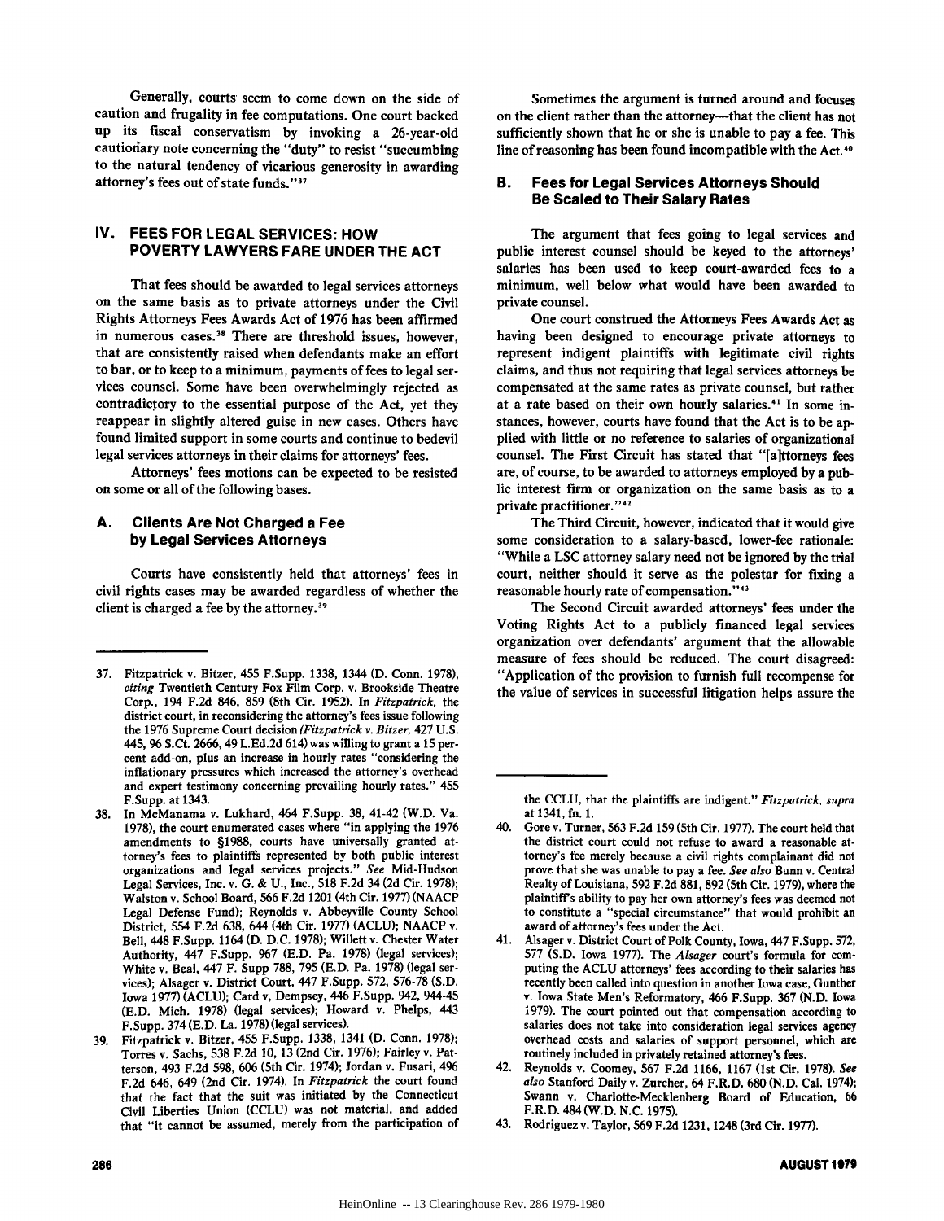Generally, courts seem to come down on the side of caution and frugality in fee computations. One court backed up its fiscal conservatism by invoking a 26-year-old cautionary note concerning the "duty" to resist "succumbing to the natural tendency of vicarious generosity in awarding attorney's fees out of state funds."[37]

## IV. FEES FOR LEGAL SERVICES: HOW POVERTY LAWYERS FARE UNDER THE ACT

That fees should be awarded to legal services attorneys on the same basis as to private attorneys under the Civil Rights Attorneys Fees Awards Act of 1976 has been affirmed in numerous cases.[38] There are threshold issues, however, that are consistently raised when defendants make an effort to bar, or to keep to a minimum, payments of fees to legal services counsel. Some have been overwhelmingly rejected as contradictory to the essential purpose of the Act, yet they reappear in slightly altered guise in new cases. Others have found limited support in some courts and continue to bedevil legal services attorneys in their claims for attorneys' fees.

Attorneys' fees motions can be expected to be resisted on some or all of the following bases.

### A. Clients Are Not Charged a Fee by Legal Services Attorneys

Courts have consistently held that attorneys' fees in civil rights cases may be awarded regardless of whether the client is charged a fee by the attorney.[39]

Sometimes the argument is turned around and focuses on the client rather than the attorney—that the client has not sufficiently shown that he or she is unable to pay a fee. This line of reasoning has been found incompatible with the Act.[40]

### B. Fees for Legal Services Attorneys Should Be Scaled to Their Salary Rates

The argument that fees going to legal services and public interest counsel should be keyed to the attorneys' salaries has been used to keep court-awarded fees to a minimum, well below what would have been awarded to private counsel.

One court construed the Attorneys Fees Awards Act as having been designed to encourage private attorneys to represent indigent plaintiffs with legitimate civil rights claims, and thus not requiring that legal services attorneys be compensated at the same rates as private counsel, but rather at a rate based on their own hourly salaries.[41] In some instances, however, courts have found that the Act is to be applied with little or no reference to salaries of organizational counsel. The First Circuit has stated that "[a]ttorneys fees are, of course, to be awarded to attorneys employed by a public interest firm or organization on the same basis as to a private practitioner."[42]

The Third Circuit, however, indicated that it would give some consideration to a salary-based, lower-fee rationale: "While a LSC attorney salary need not be ignored by the trial court, neither should it serve as the polestar for fixing a reasonable hourly rate of compensation."[43]

The Second Circuit awarded attorneys' fees under the Voting Rights Act to a publicly financed legal services organization over defendants' argument that the allowable measure of fees should be reduced. The court disagreed: "Application of the provision to furnish full recompense for the value of services in successful litigation helps assure the

---

37. Fitzpatrick v. Bitzer, 455 F.Supp. 1338, 1344 (D. Conn. 1978), *citing* Twentieth Century Fox Film Corp. v. Brookside Theatre Corp., 194 F.2d 846, 859 (8th Cir. 1952). In *Fitzpatrick*, the district court, in reconsidering the attorney's fees issue following the 1976 Supreme Court decision *(Fitzpatrick v. Bitzer*, 427 U.S. 445, 96 S.Ct. 2666, 49 L.Ed.2d 614) was willing to grant a 15 percent add-on, plus an increase in hourly rates "considering the inflationary pressures which increased the attorney's overhead and expert testimony concerning prevailing hourly rates." 455 F.Supp. at 1343.

38. In McManama v. Lukhard, 464 F.Supp. 38, 41-42 (W.D. Va. 1978), the court enumerated cases where "in applying the 1976 amendments to §1988, courts have universally granted attorney's fees to plaintiffs represented by both public interest organizations and legal services projects." *See* Mid-Hudson Legal Services, Inc. v. G. & U., Inc., 518 F.2d 34 (2d Cir. 1978); Walston v. School Board, 566 F.2d 1201 (4th Cir. 1977) (NAACP Legal Defense Fund); Reynolds v. Abbeyville County School District, 554 F.2d 638, 644 (4th Cir. 1977) (ACLU); NAACP v. Bell, 448 F.Supp. 1164 (D. D.C. 1978); Willett v. Chester Water Authority, 447 F.Supp. 967 (E.D. Pa. 1978) (legal services); White v. Beal, 447 F. Supp 788, 795 (E.D. Pa. 1978) (legal services); Alsager v. District Court, 447 F.Supp. 572, 576-78 (S.D. Iowa 1977) (ACLU); Card v, Dempsey, 446 F.Supp. 942, 944-45 (E.D. Mich. 1978) (legal services); Howard v. Phelps, 443 F.Supp. 374 (E.D. La. 1978) (legal services).

39. Fitzpatrick v. Bitzer, 455 F.Supp. 1338, 1341 (D. Conn. 1978); Torres v. Sachs, 538 F.2d 10, 13 (2nd Cir. 1976); Fairley v. Patterson, 493 F.2d 598, 606 (5th Cir. 1974); Jordan v. Fusari, 496 F.2d 646, 649 (2nd Cir. 1974). In *Fitzpatrick* the court found that the fact that the suit was initiated by the Connecticut Civil Liberties Union (CCLU) was not material, and added that "it cannot be assumed, merely from the participation of the CCLU, that the plaintiffs are indigent." *Fitzpatrick, supra* at 1341, fn. 1.

40. Gore v. Turner, 563 F.2d 159 (5th Cir. 1977). The court held that the district court could not refuse to award a reasonable attorney's fee merely because a civil rights complainant did not prove that she was unable to pay a fee. *See also* Bunn v. Central Realty of Louisiana, 592 F.2d 881, 892 (5th Cir. 1979), where the plaintiff's ability to pay her own attorney's fees was deemed not to constitute a "special circumstance" that would prohibit an award of attorney's fees under the Act.

41. Alsager v. District Court of Polk County, Iowa, 447 F.Supp. 572, 577 (S.D. Iowa 1977). The *Alsager* court's formula for computing the ACLU attorneys' fees according to their salaries has recently been called into question in another Iowa case, Gunther v. Iowa State Men's Reformatory, 466 F.Supp. 367 (N.D. Iowa 1979). The court pointed out that compensation according to salaries does not take into consideration legal services agency overhead costs and salaries of support personnel, which are routinely included in privately retained attorney's fees.

42. Reynolds v. Coomey, 567 F.2d 1166, 1167 (1st Cir. 1978). *See also* Stanford Daily v. Zurcher, 64 F.R.D. 680 (N.D. Cal. 1974); Swann v. Charlotte-Mecklenberg Board of Education, 66 F.R.D. 484 (W.D. N.C. 1975).

43. Rodriguez v. Taylor, 569 F.2d 1231, 1248 (3rd Cir. 1977).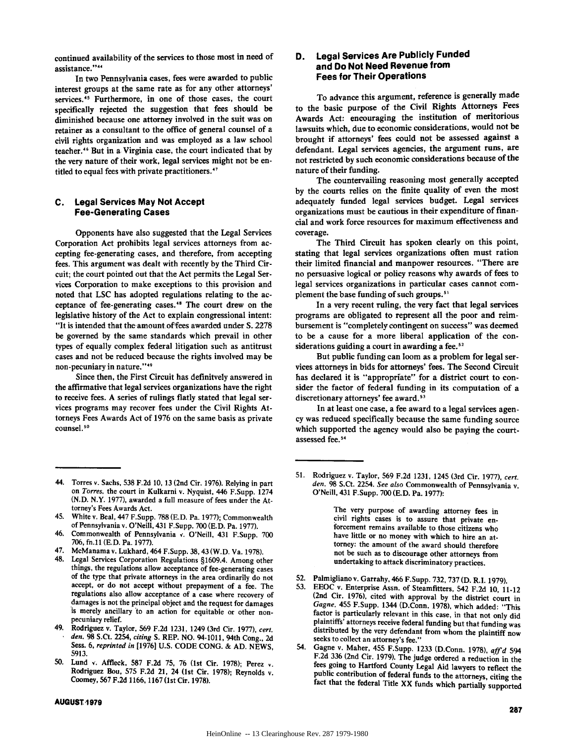continued availability of the services to those most in need of assistance."[44]

In two Pennsylvania cases, fees were awarded to public interest groups at the same rate as for any other attorneys' services.[45] Furthermore, in one of those cases, the court specifically rejected the suggestion that fees should be diminished because one attorney involved in the suit was on retainer as a consultant to the office of general counsel of a civil rights organization and was employed as a law school teacher.[46] But in a Virginia case, the court indicated that by the very nature of their work, legal services might not be entitled to equal fees with private practitioners.[47]

## C. Legal Services May Not Accept Fee-Generating Cases

Opponents have also suggested that the Legal Services Corporation Act prohibits legal services attorneys from accepting fee-generating cases, and therefore, from accepting fees. This argument was dealt with recently by the Third Circuit; the court pointed out that the Act permits the Legal Services Corporation to make exceptions to this provision and noted that LSC has adopted regulations relating to the acceptance of fee-generating cases.[48] The court drew on the legislative history of the Act to explain congressional intent: "It is intended that the amount of fees awarded under S. 2278 be governed by the same standards which prevail in other types of equally complex federal litigation such as antitrust cases and not be reduced because the rights involved may be non-pecuniary in nature."[49]

Since then, the First Circuit has definitvely answered in the affirmative that legal services organizations have the right to receive fees. A series of rulings flatly stated that legal services programs may recover fees under the Civil Rights Attorneys Fees Awards Act of 1976 on the same basis as private counsel.[50]

## D. Legal Services Are Publicly Funded and Do Not Need Revenue from Fees for Their Operations

To advance this argument, reference is generally made to the basic purpose of the Civil Rights Attorneys Fees Awards Act: encouraging the institution of meritorious lawsuits which, due to economic considerations, would not be brought if attorneys' fees could not be assessed against a defendant. Legal services agencies, the argument runs, are not restricted by such economic considerations because of the nature of their funding.

The countervailing reasoning most generally accepted by the courts relies on the finite quality of even the most adequately funded legal services budget. Legal services organizations must be cautious in their expenditure of financial and work force resources for maximum effectiveness and coverage.

The Third Circuit has spoken clearly on this point, stating that legal services organizations often must ration their limited financial and manpower resources. "There are no persuasive logical or policy reasons why awards of fees to legal services organizations in particular cases cannot complement the base funding of such groups.[51]

In a very recent ruling, the very fact that legal services programs are obligated to represent all the poor and reimbursement is "completely contingent on success" was deemed to be a cause for a more liberal application of the considerations guiding a court in awarding a fee.[52]

But public funding can loom as a problem for legal services attorneys in bids for attorneys' fees. The Second Circuit has declared it is "appropriate" for a district court to consider the factor of federal funding in its computation of a discretionary attorneys' fee award.[53]

In at least one case, a fee award to a legal services agency was reduced specifically because the same funding source which supported the agency would also be paying the court-assessed fee.[54]

---

44. Torres v. Sachs, 538 F.2d 10, 13 (2nd Cir. 1976). Relying in part on *Torres*, the court in Kulkarni v. Nyquist, 446 F.Supp. 1274 (N.D. N.Y. 1977), awarded a full measure of fees under the Attorney's Fees Awards Act.
45. White v. Beal, 447 F.Supp. 788 (E.D. Pa. 1977); Commonwealth of Pennsylvania v. O'Neill, 431 F.Supp. 700 (E.D. Pa. 1977).
46. Commonwealth of Pennsylvania v. O'Neill, 431 F.Supp. 700 706, fn.11 (E.D. Pa. 1977).
47. McManama v. Lukhard, 464 F.Supp. 38, 43 (W.D. Va. 1978).
48. Legal Services Corporation Regulations §1609.4. Among other things, the regulations allow acceptance of fee-generating cases of the type that private attorneys in the area ordinarily do not accept, or do not accept without prepayment of a fee. The regulations also allow acceptance of a case where recovery of damages is not the principal object and the request for damages is merely ancillary to an action for equitable or other non-pecuniary relief.
49. Rodriguez v. Taylor, 569 F.2d 1231, 1249 (3rd Cir. 1977), *cert. den.* 98 S.Ct. 2254, *citing* S. REP. NO. 94-1011, 94th Cong., 2d Sess. 6, *reprinted in* [1976] U.S. CODE CONG. & AD. NEWS, 5913.
50. Lund v. Affleck, 587 F.2d 75, 76 (1st Cir. 1978); Perez v. Rodriguez Bou, 575 F.2d 21, 24 (1st Cir. 1978); Reynolds v. Coomey, 567 F.2d 1166, 1167 (1st Cir. 1978).
51. Rodriguez v. Taylor, 569 F.2d 1231, 1245 (3rd Cir. 1977), *cert. den.* 98 S.Ct. 2254. *See also* Commonwealth of Pennsylvania v. O'Neill, 431 F.Supp. 700 (E.D. Pa. 1977):

    > The very purpose of awarding attorney fees in civil rights cases is to assure that private enforcement remains available to those citizens who have little or no money with which to hire an attorney: the amount of the award should therefore not be such as to discourage other attorneys from undertaking to attack discriminatory practices.

52. Palmigiano v. Garrahy, 466 F.Supp. 732, 737 (D. R.I. 1979).
53. EEOC v. Enterprise Assn. of Steamfitters, 542 F.2d 10, 11-12 (2nd Cir. 1976), cited with approval by the district court in *Gagne*, 455 F.Supp. 1344 (D.Conn. 1978), which added: "This factor is particularly relevant in this case, in that not only did plaintiffs' attorneys receive federal funding but that funding was distributed by the very defendant from whom the plaintiff now seeks to collect an attorney's fee."
54. Gagne v. Maher, 455 F.Supp. 1233 (D.Conn. 1978), *aff'd* 594 F.2d 336 (2nd Cir. 1979). The judge ordered a reduction in the fees going to Hartford County Legal Aid lawyers to reflect the public contribution of federal funds to the attorneys, citing the fact that the federal Title XX funds which partially supported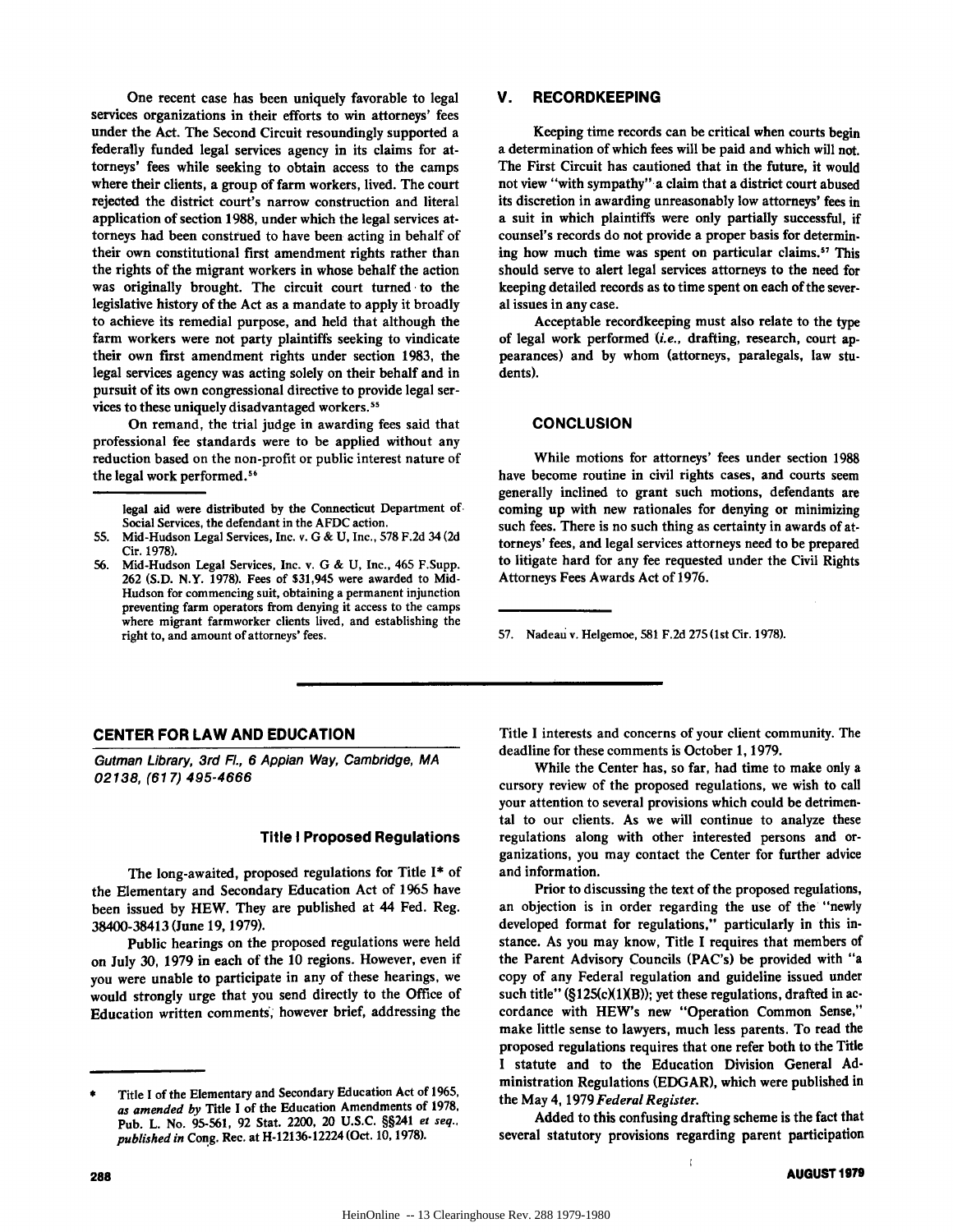One recent case has been uniquely favorable to legal services organizations in their efforts to win attorneys' fees under the Act. The Second Circuit resoundingly supported a federally funded legal services agency in its claims for attorneys' fees while seeking to obtain access to the camps where their clients, a group of farm workers, lived. The court rejected the district court's narrow construction and literal application of section 1988, under which the legal services attorneys had been construed to have been acting in behalf of their own constitutional first amendment rights rather than the rights of the migrant workers in whose behalf the action was originally brought. The circuit court turned to the legislative history of the Act as a mandate to apply it broadly to achieve its remedial purpose, and held that although the farm workers were not party plaintiffs seeking to vindicate their own first amendment rights under section 1983, the legal services agency was acting solely on their behalf and in pursuit of its own congressional directive to provide legal services to these uniquely disadvantaged workers.[55]

On remand, the trial judge in awarding fees said that professional fee standards were to be applied without any reduction based on the non-profit or public interest nature of the legal work performed.[56]

legal aid were distributed by the Connecticut Department of Social Services, the defendant in the AFDC action.

55. Mid-Hudson Legal Services, Inc. v. G & U, Inc., 578 F.2d 34 (2d Cir. 1978).

56. Mid-Hudson Legal Services, Inc. v. G & U, Inc., 465 F.Supp. 262 (S.D. N.Y. 1978). Fees of $31,945 were awarded to Mid-Hudson for commencing suit, obtaining a permanent injunction preventing farm operators from denying it access to the camps where migrant farmworker clients lived, and establishing the right to, and amount of attorneys' fees.

## V. RECORDKEEPING

Keeping time records can be critical when courts begin a determination of which fees will be paid and which will not. The First Circuit has cautioned that in the future, it would not view "with sympathy" a claim that a district court abused its discretion in awarding unreasonably low attorneys' fees in a suit in which plaintiffs were only partially successful, if counsel's records do not provide a proper basis for determining how much time was spent on particular claims.[57] This should serve to alert legal services attorneys to the need for keeping detailed records as to time spent on each of the several issues in any case.

Acceptable recordkeeping must also relate to the type of legal work performed (*i.e.*, drafting, research, court appearances) and by whom (attorneys, paralegals, law students).

## CONCLUSION

While motions for attorneys' fees under section 1988 have become routine in civil rights cases, and courts seem generally inclined to grant such motions, defendants are coming up with new rationales for denying or minimizing such fees. There is no such thing as certainty in awards of attorneys' fees, and legal services attorneys need to be prepared to litigate hard for any fee requested under the Civil Rights Attorneys Fees Awards Act of 1976.

57. Nadeau v. Helgemoe, 581 F.2d 275 (1st Cir. 1978).

---

## CENTER FOR LAW AND EDUCATION

*Gutman Library, 3rd Fl., 6 Appian Way, Cambridge, MA 02138, (617) 495-4666*

### Title I Proposed Regulations

The long-awaited, proposed regulations for Title I* of the Elementary and Secondary Education Act of 1965 have been issued by HEW. They are published at 44 Fed. Reg. 38400-38413 (June 19, 1979).

Public hearings on the proposed regulations were held on July 30, 1979 in each of the 10 regions. However, even if you were unable to participate in any of these hearings, we would strongly urge that you send directly to the Office of Education written comments, however brief, addressing the Title I interests and concerns of your client community. The deadline for these comments is October 1, 1979.

While the Center has, so far, had time to make only a cursory review of the proposed regulations, we wish to call your attention to several provisions which could be detrimental to our clients. As we will continue to analyze these regulations along with other interested persons and organizations, you may contact the Center for further advice and information.

Prior to discussing the text of the proposed regulations, an objection is in order regarding the use of the "newly developed format for regulations," particularly in this instance. As you may know, Title I requires that members of the Parent Advisory Councils (PAC's) be provided with "a copy of any Federal regulation and guideline issued under such title" (§125(c)(1)(B)); yet these regulations, drafted in accordance with HEW's new "Operation Common Sense," make little sense to lawyers, much less parents. To read the proposed regulations requires that one refer both to the Title I statute and to the Education Division General Administration Regulations (EDGAR), which were published in the May 4, 1979 *Federal Register*.

Added to this confusing drafting scheme is the fact that several statutory provisions regarding parent participation

\* Title I of the Elementary and Secondary Education Act of 1965, *as amended by* Title I of the Education Amendments of 1978, Pub. L. No. 95-561, 92 Stat. 2200, 20 U.S.C. §§241 *et seq.*, *published in* Cong. Rec. at H-12136-12224 (Oct. 10, 1978).